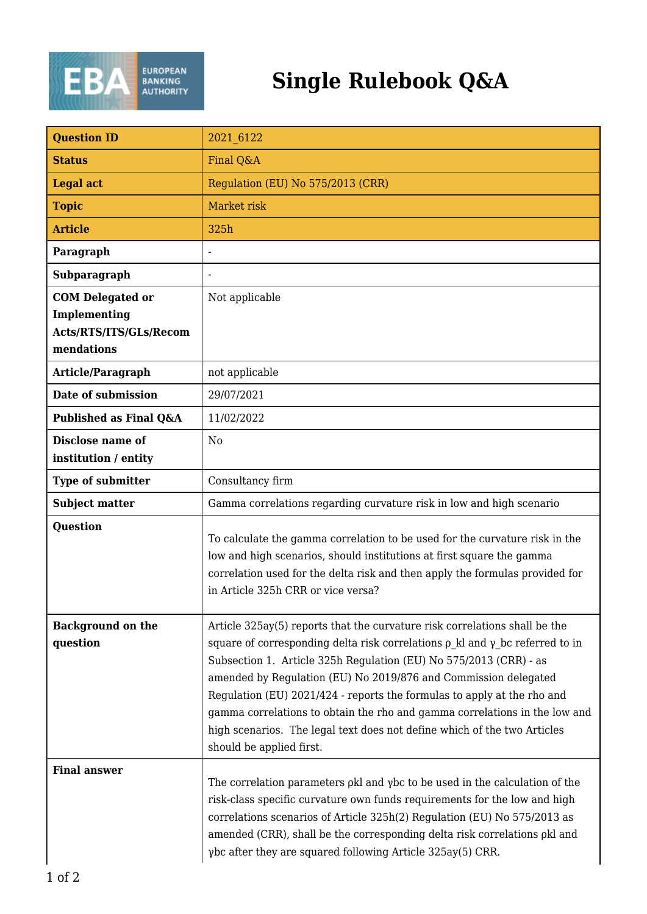# Single Rulebook Q&A

| Question ID | 2021_6122 |
|---|---|
| Status | Final Q&A |
| Legal act | Regulation (EU) No 575/2013 (CRR) |
| Topic | Market risk |
| Article | 325h |
| Paragraph | - |
| Subparagraph | - |
| COM Delegated or Implementing Acts/RTS/ITS/GLs/Recommendations | Not applicable |
| Article/Paragraph | not applicable |
| Date of submission | 29/07/2021 |
| Published as Final Q&A | 11/02/2022 |
| Disclose name of institution / entity | No |
| Type of submitter | Consultancy firm |
| Subject matter | Gamma correlations regarding curvature risk in low and high scenario |
| Question | To calculate the gamma correlation to be used for the curvature risk in the low and high scenarios, should institutions at first square the gamma correlation used for the delta risk and then apply the formulas provided for in Article 325h CRR or vice versa? |
| Background on the question | Article 325ay(5) reports that the curvature risk correlations shall be the square of corresponding delta risk correlations $\rho_{kl}$ and $\gamma_{bc}$ referred to in Subsection 1. Article 325h Regulation (EU) No 575/2013 (CRR) - as amended by Regulation (EU) No 2019/876 and Commission delegated Regulation (EU) 2021/424 - reports the formulas to apply at the rho and gamma correlations to obtain the rho and gamma correlations in the low and high scenarios. The legal text does not define which of the two Articles should be applied first. |
| Final answer | The correlation parameters $\rho kl$ and $\gamma bc$ to be used in the calculation of the risk-class specific curvature own funds requirements for the low and high correlations scenarios of Article 325h(2) Regulation (EU) No 575/2013 as amended (CRR), shall be the corresponding delta risk correlations $\rho kl$ and $\gamma bc$ after they are squared following Article 325ay(5) CRR. |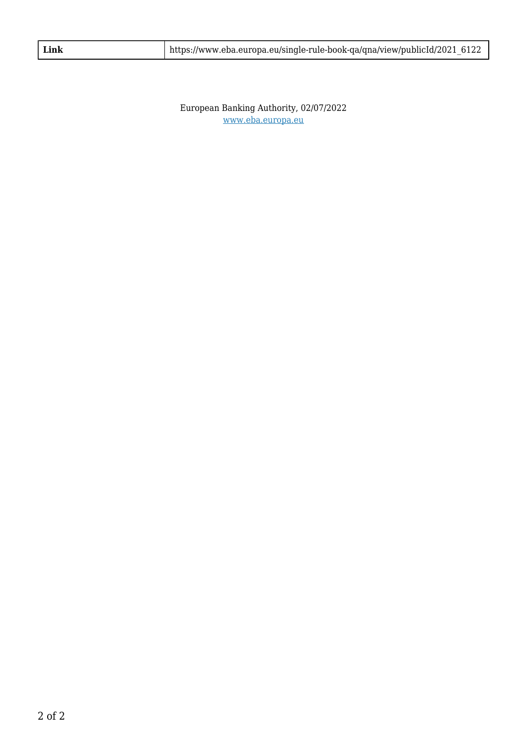| | |
|---|---|
| **Link** | https://www.eba.europa.eu/single-rule-book-qa/qna/view/publicId/2021_6122 |

European Banking Authority, 02/07/2022
www.eba.europa.eu